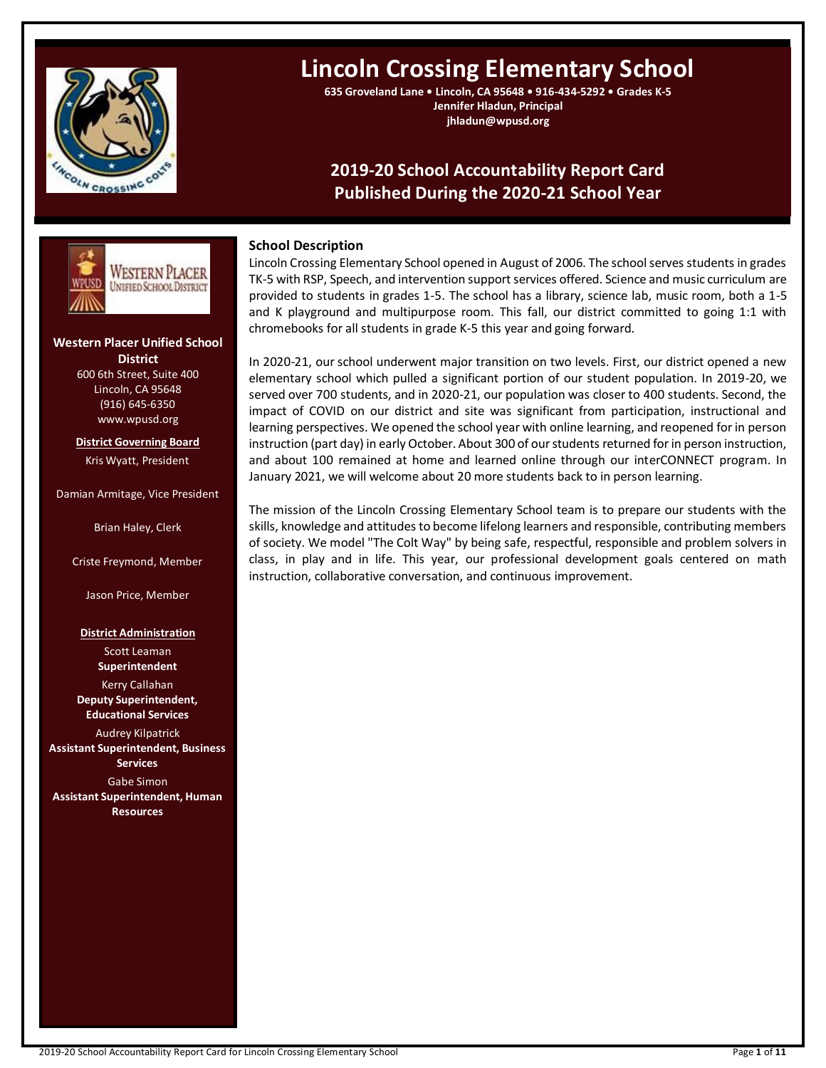# Lincoln Crossing Elementary School

**635 Groveland Lane • Lincoln, CA 95648 • 916-434-5292 • Grades K-5**
**Jennifer Hladun, Principal**
**jhladun@wpusd.org**

## 2019-20 School Accountability Report Card
## Published During the 2020-21 School Year

**Western Placer Unified School District**
600 6th Street, Suite 400
Lincoln, CA 95648
(916) 645-6350
www.wpusd.org

**District Governing Board**

Kris Wyatt, President

Damian Armitage, Vice President

Brian Haley, Clerk

Criste Freymond, Member

Jason Price, Member

**District Administration**

Scott Leaman
**Superintendent**

Kerry Callahan
**Deputy Superintendent, Educational Services**

Audrey Kilpatrick
**Assistant Superintendent, Business Services**

Gabe Simon
**Assistant Superintendent, Human Resources**

### School Description

Lincoln Crossing Elementary School opened in August of 2006. The school serves students in grades TK-5 with RSP, Speech, and intervention support services offered. Science and music curriculum are provided to students in grades 1-5. The school has a library, science lab, music room, both a 1-5 and K playground and multipurpose room. This fall, our district committed to going 1:1 with chromebooks for all students in grade K-5 this year and going forward.

In 2020-21, our school underwent major transition on two levels. First, our district opened a new elementary school which pulled a significant portion of our student population. In 2019-20, we served over 700 students, and in 2020-21, our population was closer to 400 students. Second, the impact of COVID on our district and site was significant from participation, instructional and learning perspectives. We opened the school year with online learning, and reopened for in person instruction (part day) in early October. About 300 of our students returned for in person instruction, and about 100 remained at home and learned online through our interCONNECT program. In January 2021, we will welcome about 20 more students back to in person learning.

The mission of the Lincoln Crossing Elementary School team is to prepare our students with the skills, knowledge and attitudes to become lifelong learners and responsible, contributing members of society. We model "The Colt Way" by being safe, respectful, responsible and problem solvers in class, in play and in life. This year, our professional development goals centered on math instruction, collaborative conversation, and continuous improvement.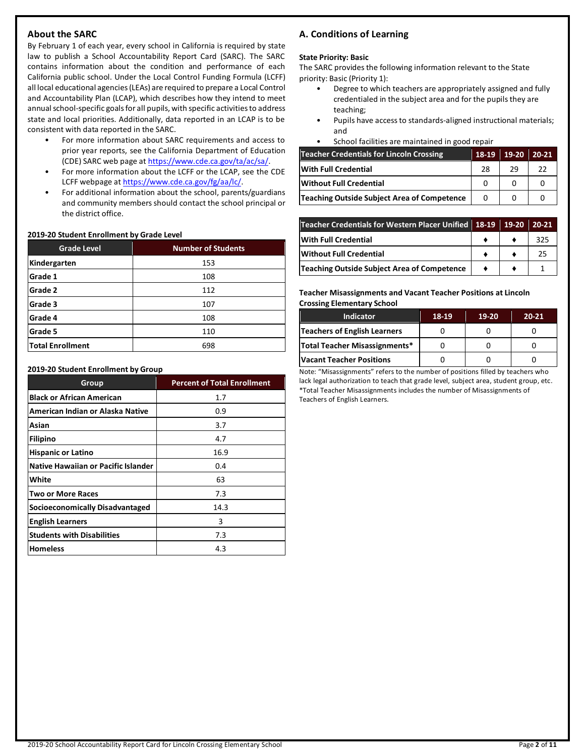## About the SARC

By February 1 of each year, every school in California is required by state law to publish a School Accountability Report Card (SARC). The SARC contains information about the condition and performance of each California public school. Under the Local Control Funding Formula (LCFF) all local educational agencies (LEAs) are required to prepare a Local Control and Accountability Plan (LCAP), which describes how they intend to meet annual school-specific goals for all pupils, with specific activities to address state and local priorities. Additionally, data reported in an LCAP is to be consistent with data reported in the SARC.

- For more information about SARC requirements and access to prior year reports, see the California Department of Education (CDE) SARC web page at https://www.cde.ca.gov/ta/ac/sa/.
- For more information about the LCFF or the LCAP, see the CDE LCFF webpage at https://www.cde.ca.gov/fg/aa/lc/.
- For additional information about the school, parents/guardians and community members should contact the school principal or the district office.

**2019-20 Student Enrollment by Grade Level**

| Grade Level | Number of Students |
|---|---|
| Kindergarten | 153 |
| Grade 1 | 108 |
| Grade 2 | 112 |
| Grade 3 | 107 |
| Grade 4 | 108 |
| Grade 5 | 110 |
| Total Enrollment | 698 |

**2019-20 Student Enrollment by Group**

| Group | Percent of Total Enrollment |
|---|---|
| Black or African American | 1.7 |
| American Indian or Alaska Native | 0.9 |
| Asian | 3.7 |
| Filipino | 4.7 |
| Hispanic or Latino | 16.9 |
| Native Hawaiian or Pacific Islander | 0.4 |
| White | 63 |
| Two or More Races | 7.3 |
| Socioeconomically Disadvantaged | 14.3 |
| English Learners | 3 |
| Students with Disabilities | 7.3 |
| Homeless | 4.3 |

## A. Conditions of Learning

**State Priority: Basic**

The SARC provides the following information relevant to the State priority: Basic (Priority 1):

- Degree to which teachers are appropriately assigned and fully credentialed in the subject area and for the pupils they are teaching;
- Pupils have access to standards-aligned instructional materials; and
- School facilities are maintained in good repair

| Teacher Credentials for Lincoln Crossing | 18-19 | 19-20 | 20-21 |
|---|---|---|---|
| With Full Credential | 28 | 29 | 22 |
| Without Full Credential | 0 | 0 | 0 |
| Teaching Outside Subject Area of Competence | 0 | 0 | 0 |

| Teacher Credentials for Western Placer Unified | 18-19 | 19-20 | 20-21 |
|---|---|---|---|
| With Full Credential | ♦ | ♦ | 325 |
| Without Full Credential | ♦ | ♦ | 25 |
| Teaching Outside Subject Area of Competence | ♦ | ♦ | 1 |

**Teacher Misassignments and Vacant Teacher Positions at Lincoln Crossing Elementary School**

| Indicator | 18-19 | 19-20 | 20-21 |
|---|---|---|---|
| Teachers of English Learners | 0 | 0 | 0 |
| Total Teacher Misassignments* | 0 | 0 | 0 |
| Vacant Teacher Positions | 0 | 0 | 0 |

Note: "Misassignments" refers to the number of positions filled by teachers who lack legal authorization to teach that grade level, subject area, student group, etc.
*Total Teacher Misassignments includes the number of Misassignments of Teachers of English Learners.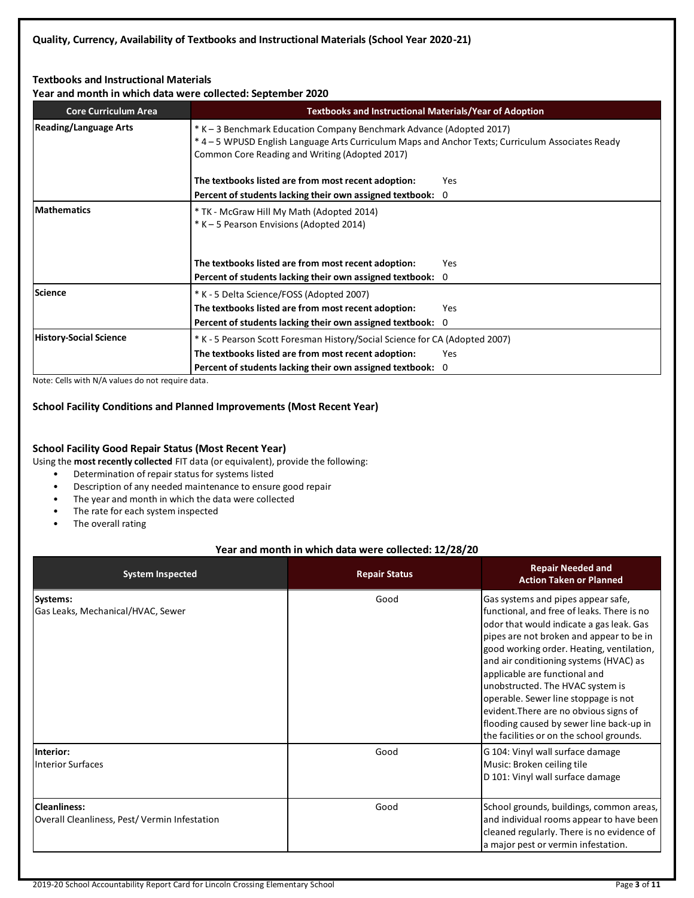### Quality, Currency, Availability of Textbooks and Instructional Materials (School Year 2020-21)

#### Textbooks and Instructional Materials

**Year and month in which data were collected: September 2020**

| Core Curriculum Area | Textbooks and Instructional Materials/Year of Adoption |
|---|---|
| **Reading/Language Arts** | * K – 3 Benchmark Education Company Benchmark Advance (Adopted 2017)<br>* 4 – 5 WPUSD English Language Arts Curriculum Maps and Anchor Texts; Curriculum Associates Ready Common Core Reading and Writing (Adopted 2017)<br><br>**The textbooks listed are from most recent adoption:** Yes<br>**Percent of students lacking their own assigned textbook:** 0 |
| **Mathematics** | * TK - McGraw Hill My Math (Adopted 2014)<br>* K – 5 Pearson Envisions (Adopted 2014)<br><br>**The textbooks listed are from most recent adoption:** Yes<br>**Percent of students lacking their own assigned textbook:** 0 |
| **Science** | * K - 5 Delta Science/FOSS (Adopted 2007)<br>**The textbooks listed are from most recent adoption:** Yes<br>**Percent of students lacking their own assigned textbook:** 0 |
| **History-Social Science** | * K - 5 Pearson Scott Foresman History/Social Science for CA (Adopted 2007)<br>**The textbooks listed are from most recent adoption:** Yes<br>**Percent of students lacking their own assigned textbook:** 0 |

Note: Cells with N/A values do not require data.

### School Facility Conditions and Planned Improvements (Most Recent Year)

#### School Facility Good Repair Status (Most Recent Year)

Using the **most recently collected** FIT data (or equivalent), provide the following:

- Determination of repair status for systems listed
- Description of any needed maintenance to ensure good repair
- The year and month in which the data were collected
- The rate for each system inspected
- The overall rating

**Year and month in which data were collected: 12/28/20**

| System Inspected | Repair Status | Repair Needed and Action Taken or Planned |
|---|---|---|
| **Systems:**<br>Gas Leaks, Mechanical/HVAC, Sewer | Good | Gas systems and pipes appear safe, functional, and free of leaks. There is no odor that would indicate a gas leak. Gas pipes are not broken and appear to be in good working order. Heating, ventilation, and air conditioning systems (HVAC) as applicable are functional and unobstructed. The HVAC system is operable. Sewer line stoppage is not evident.There are no obvious signs of flooding caused by sewer line back-up in the facilities or on the school grounds. |
| **Interior:**<br>Interior Surfaces | Good | G 104: Vinyl wall surface damage<br>Music: Broken ceiling tile<br>D 101: Vinyl wall surface damage |
| **Cleanliness:**<br>Overall Cleanliness, Pest/ Vermin Infestation | Good | School grounds, buildings, common areas, and individual rooms appear to have been cleaned regularly. There is no evidence of a major pest or vermin infestation. |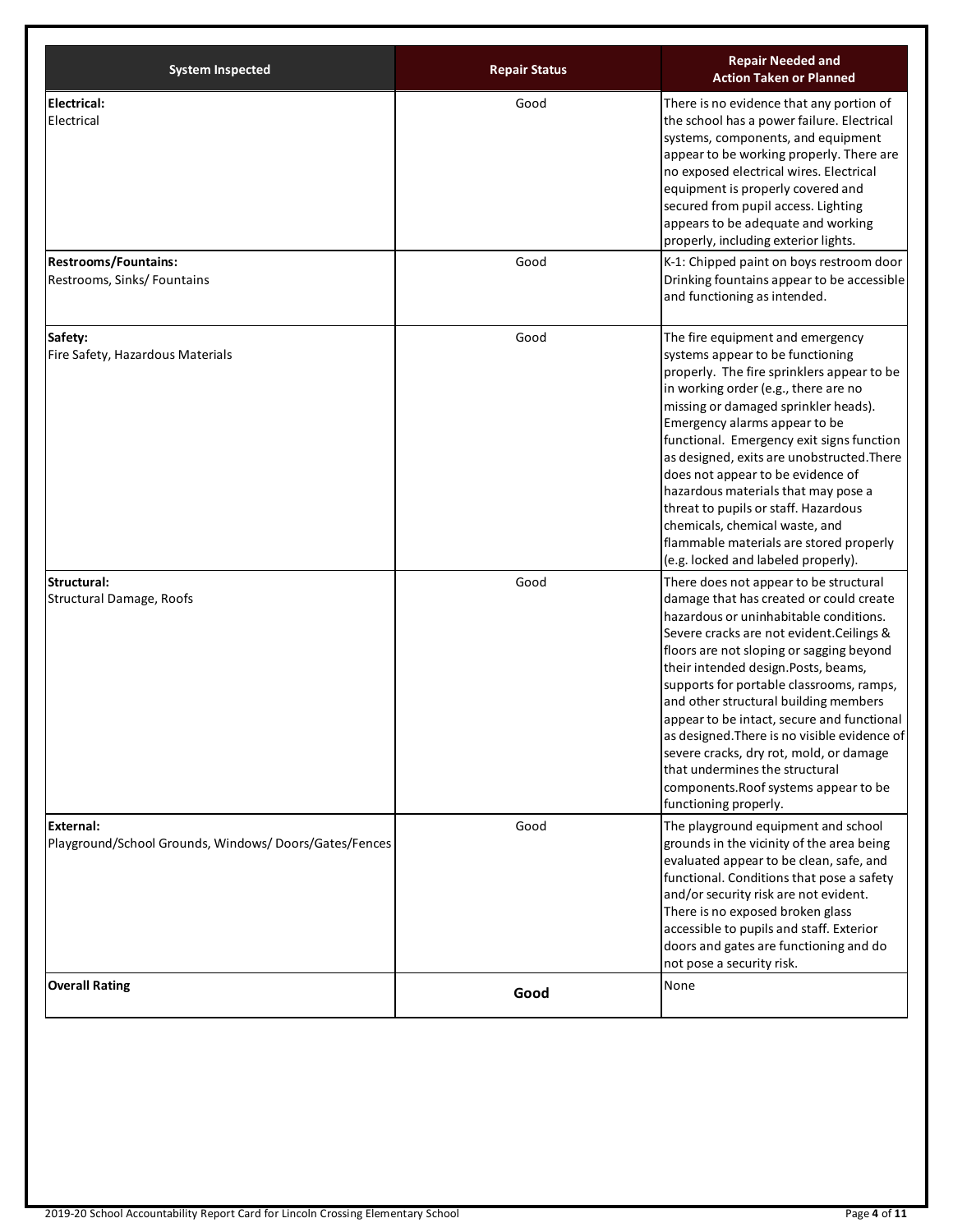| System Inspected | Repair Status | Repair Needed and Action Taken or Planned |
| --- | --- | --- |
| **Electrical:** Electrical | Good | There is no evidence that any portion of the school has a power failure. Electrical systems, components, and equipment appear to be working properly. There are no exposed electrical wires. Electrical equipment is properly covered and secured from pupil access. Lighting appears to be adequate and working properly, including exterior lights. |
| **Restrooms/Fountains:** Restrooms, Sinks/ Fountains | Good | K-1: Chipped paint on boys restroom door Drinking fountains appear to be accessible and functioning as intended. |
| **Safety:** Fire Safety, Hazardous Materials | Good | The fire equipment and emergency systems appear to be functioning properly. The fire sprinklers appear to be in working order (e.g., there are no missing or damaged sprinkler heads). Emergency alarms appear to be functional. Emergency exit signs function as designed, exits are unobstructed.There does not appear to be evidence of hazardous materials that may pose a threat to pupils or staff. Hazardous chemicals, chemical waste, and flammable materials are stored properly (e.g. locked and labeled properly). |
| **Structural:** Structural Damage, Roofs | Good | There does not appear to be structural damage that has created or could create hazardous or uninhabitable conditions. Severe cracks are not evident.Ceilings & floors are not sloping or sagging beyond their intended design.Posts, beams, supports for portable classrooms, ramps, and other structural building members appear to be intact, secure and functional as designed.There is no visible evidence of severe cracks, dry rot, mold, or damage that undermines the structural components.Roof systems appear to be functioning properly. |
| **External:** Playground/School Grounds, Windows/ Doors/Gates/Fences | Good | The playground equipment and school grounds in the vicinity of the area being evaluated appear to be clean, safe, and functional. Conditions that pose a safety and/or security risk are not evident. There is no exposed broken glass accessible to pupils and staff. Exterior doors and gates are functioning and do not pose a security risk. |
| **Overall Rating** | **Good** | None |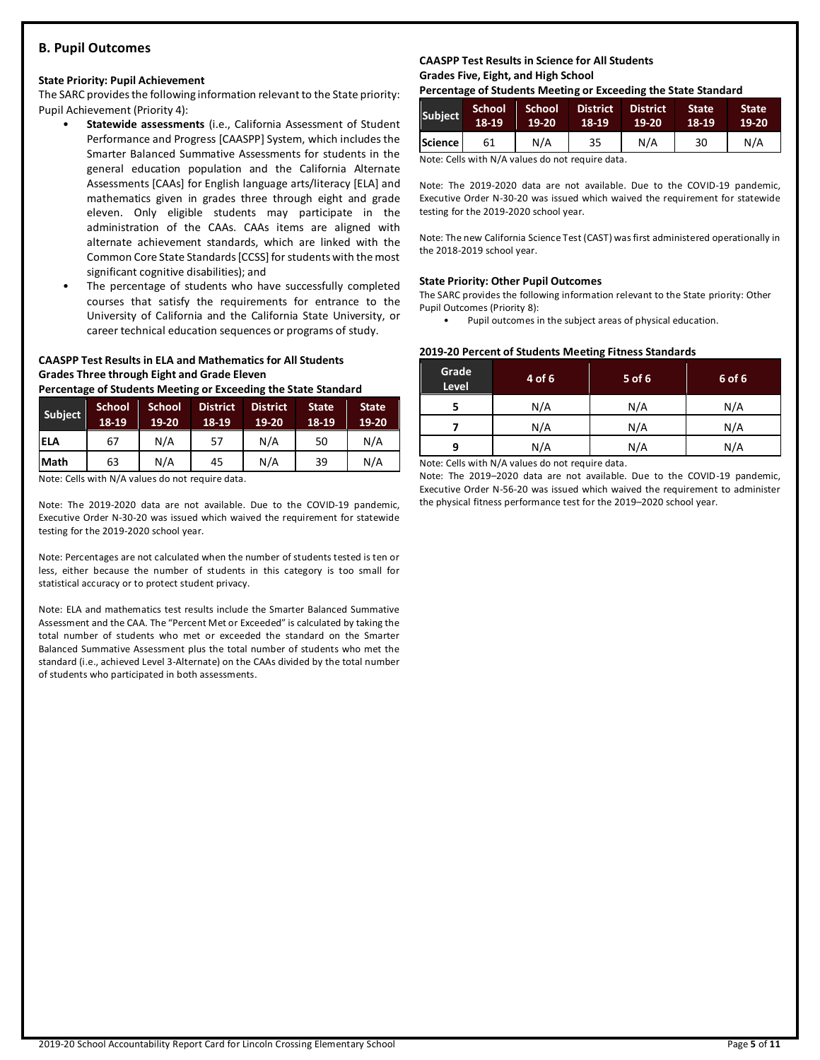## B. Pupil Outcomes

### State Priority: Pupil Achievement

The SARC provides the following information relevant to the State priority: Pupil Achievement (Priority 4):

- **Statewide assessments** (i.e., California Assessment of Student Performance and Progress [CAASPP] System, which includes the Smarter Balanced Summative Assessments for students in the general education population and the California Alternate Assessments [CAAs] for English language arts/literacy [ELA] and mathematics given in grades three through eight and grade eleven. Only eligible students may participate in the administration of the CAAs. CAAs items are aligned with alternate achievement standards, which are linked with the Common Core State Standards [CCSS] for students with the most significant cognitive disabilities); and
- The percentage of students who have successfully completed courses that satisfy the requirements for entrance to the University of California and the California State University, or career technical education sequences or programs of study.

**CAASPP Test Results in ELA and Mathematics for All Students**
**Grades Three through Eight and Grade Eleven**
**Percentage of Students Meeting or Exceeding the State Standard**

| Subject | School 18-19 | School 19-20 | District 18-19 | District 19-20 | State 18-19 | State 19-20 |
|---|---|---|---|---|---|---|
| ELA | 67 | N/A | 57 | N/A | 50 | N/A |
| Math | 63 | N/A | 45 | N/A | 39 | N/A |

Note: Cells with N/A values do not require data.

Note: The 2019-2020 data are not available. Due to the COVID-19 pandemic, Executive Order N-30-20 was issued which waived the requirement for statewide testing for the 2019-2020 school year.

Note: Percentages are not calculated when the number of students tested is ten or less, either because the number of students in this category is too small for statistical accuracy or to protect student privacy.

Note: ELA and mathematics test results include the Smarter Balanced Summative Assessment and the CAA. The "Percent Met or Exceeded" is calculated by taking the total number of students who met or exceeded the standard on the Smarter Balanced Summative Assessment plus the total number of students who met the standard (i.e., achieved Level 3-Alternate) on the CAAs divided by the total number of students who participated in both assessments.

**CAASPP Test Results in Science for All Students**
**Grades Five, Eight, and High School**
**Percentage of Students Meeting or Exceeding the State Standard**

| Subject | School 18-19 | School 19-20 | District 18-19 | District 19-20 | State 18-19 | State 19-20 |
|---|---|---|---|---|---|---|
| Science | 61 | N/A | 35 | N/A | 30 | N/A |

Note: Cells with N/A values do not require data.

Note: The 2019-2020 data are not available. Due to the COVID-19 pandemic, Executive Order N-30-20 was issued which waived the requirement for statewide testing for the 2019-2020 school year.

Note: The new California Science Test (CAST) was first administered operationally in the 2018-2019 school year.

### State Priority: Other Pupil Outcomes

The SARC provides the following information relevant to the State priority: Other Pupil Outcomes (Priority 8):

- Pupil outcomes in the subject areas of physical education.

**2019-20 Percent of Students Meeting Fitness Standards**

| Grade Level | 4 of 6 | 5 of 6 | 6 of 6 |
|---|---|---|---|
| 5 | N/A | N/A | N/A |
| 7 | N/A | N/A | N/A |
| 9 | N/A | N/A | N/A |

Note: Cells with N/A values do not require data.

Note: The 2019–2020 data are not available. Due to the COVID-19 pandemic, Executive Order N-56-20 was issued which waived the requirement to administer the physical fitness performance test for the 2019–2020 school year.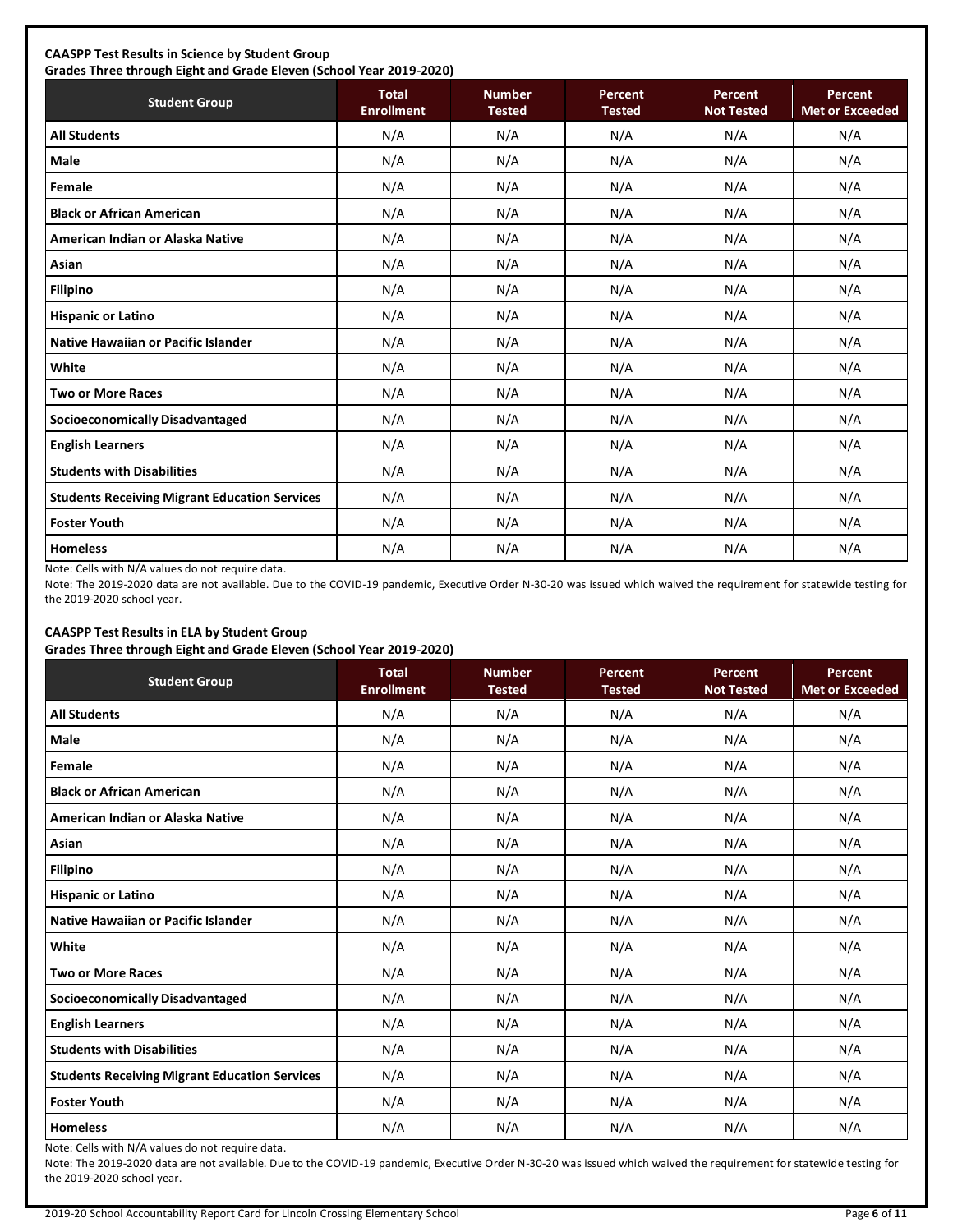**CAASPP Test Results in Science by Student Group**
**Grades Three through Eight and Grade Eleven (School Year 2019-2020)**

| Student Group | Total Enrollment | Number Tested | Percent Tested | Percent Not Tested | Percent Met or Exceeded |
|---|---|---|---|---|---|
| **All Students** | N/A | N/A | N/A | N/A | N/A |
| **Male** | N/A | N/A | N/A | N/A | N/A |
| **Female** | N/A | N/A | N/A | N/A | N/A |
| **Black or African American** | N/A | N/A | N/A | N/A | N/A |
| **American Indian or Alaska Native** | N/A | N/A | N/A | N/A | N/A |
| **Asian** | N/A | N/A | N/A | N/A | N/A |
| **Filipino** | N/A | N/A | N/A | N/A | N/A |
| **Hispanic or Latino** | N/A | N/A | N/A | N/A | N/A |
| **Native Hawaiian or Pacific Islander** | N/A | N/A | N/A | N/A | N/A |
| **White** | N/A | N/A | N/A | N/A | N/A |
| **Two or More Races** | N/A | N/A | N/A | N/A | N/A |
| **Socioeconomically Disadvantaged** | N/A | N/A | N/A | N/A | N/A |
| **English Learners** | N/A | N/A | N/A | N/A | N/A |
| **Students with Disabilities** | N/A | N/A | N/A | N/A | N/A |
| **Students Receiving Migrant Education Services** | N/A | N/A | N/A | N/A | N/A |
| **Foster Youth** | N/A | N/A | N/A | N/A | N/A |
| **Homeless** | N/A | N/A | N/A | N/A | N/A |

Note: Cells with N/A values do not require data.

Note: The 2019-2020 data are not available. Due to the COVID-19 pandemic, Executive Order N-30-20 was issued which waived the requirement for statewide testing for the 2019-2020 school year.

**CAASPP Test Results in ELA by Student Group**
**Grades Three through Eight and Grade Eleven (School Year 2019-2020)**

| Student Group | Total Enrollment | Number Tested | Percent Tested | Percent Not Tested | Percent Met or Exceeded |
|---|---|---|---|---|---|
| **All Students** | N/A | N/A | N/A | N/A | N/A |
| **Male** | N/A | N/A | N/A | N/A | N/A |
| **Female** | N/A | N/A | N/A | N/A | N/A |
| **Black or African American** | N/A | N/A | N/A | N/A | N/A |
| **American Indian or Alaska Native** | N/A | N/A | N/A | N/A | N/A |
| **Asian** | N/A | N/A | N/A | N/A | N/A |
| **Filipino** | N/A | N/A | N/A | N/A | N/A |
| **Hispanic or Latino** | N/A | N/A | N/A | N/A | N/A |
| **Native Hawaiian or Pacific Islander** | N/A | N/A | N/A | N/A | N/A |
| **White** | N/A | N/A | N/A | N/A | N/A |
| **Two or More Races** | N/A | N/A | N/A | N/A | N/A |
| **Socioeconomically Disadvantaged** | N/A | N/A | N/A | N/A | N/A |
| **English Learners** | N/A | N/A | N/A | N/A | N/A |
| **Students with Disabilities** | N/A | N/A | N/A | N/A | N/A |
| **Students Receiving Migrant Education Services** | N/A | N/A | N/A | N/A | N/A |
| **Foster Youth** | N/A | N/A | N/A | N/A | N/A |
| **Homeless** | N/A | N/A | N/A | N/A | N/A |

Note: Cells with N/A values do not require data.

Note: The 2019-2020 data are not available. Due to the COVID-19 pandemic, Executive Order N-30-20 was issued which waived the requirement for statewide testing for the 2019-2020 school year.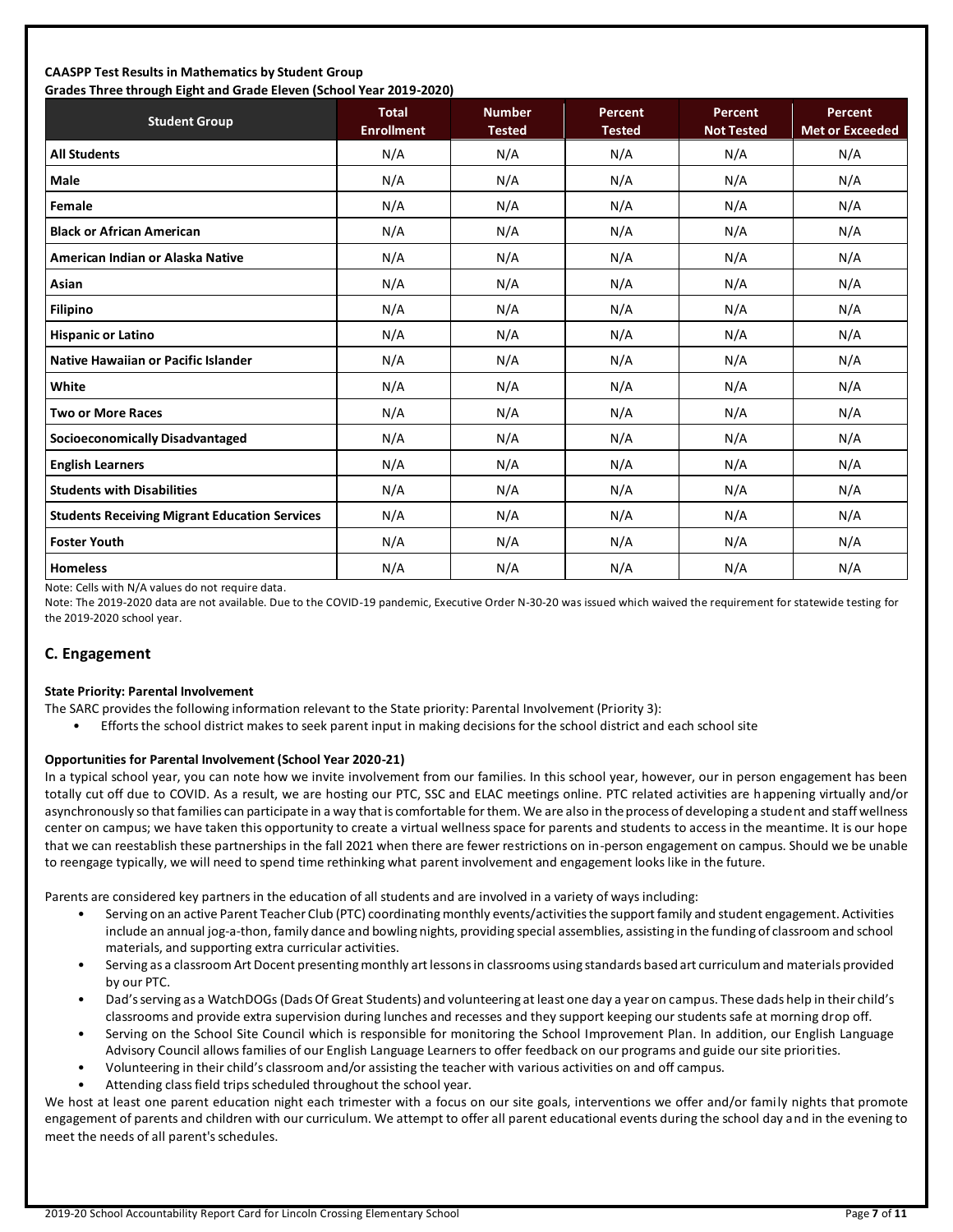**CAASPP Test Results in Mathematics by Student Group**
**Grades Three through Eight and Grade Eleven (School Year 2019-2020)**

| Student Group | Total Enrollment | Number Tested | Percent Tested | Percent Not Tested | Percent Met or Exceeded |
|---|---|---|---|---|---|
| **All Students** | N/A | N/A | N/A | N/A | N/A |
| **Male** | N/A | N/A | N/A | N/A | N/A |
| **Female** | N/A | N/A | N/A | N/A | N/A |
| **Black or African American** | N/A | N/A | N/A | N/A | N/A |
| **American Indian or Alaska Native** | N/A | N/A | N/A | N/A | N/A |
| **Asian** | N/A | N/A | N/A | N/A | N/A |
| **Filipino** | N/A | N/A | N/A | N/A | N/A |
| **Hispanic or Latino** | N/A | N/A | N/A | N/A | N/A |
| **Native Hawaiian or Pacific Islander** | N/A | N/A | N/A | N/A | N/A |
| **White** | N/A | N/A | N/A | N/A | N/A |
| **Two or More Races** | N/A | N/A | N/A | N/A | N/A |
| **Socioeconomically Disadvantaged** | N/A | N/A | N/A | N/A | N/A |
| **English Learners** | N/A | N/A | N/A | N/A | N/A |
| **Students with Disabilities** | N/A | N/A | N/A | N/A | N/A |
| **Students Receiving Migrant Education Services** | N/A | N/A | N/A | N/A | N/A |
| **Foster Youth** | N/A | N/A | N/A | N/A | N/A |
| **Homeless** | N/A | N/A | N/A | N/A | N/A |

Note: Cells with N/A values do not require data.

Note: The 2019-2020 data are not available. Due to the COVID-19 pandemic, Executive Order N-30-20 was issued which waived the requirement for statewide testing for the 2019-2020 school year.

## C. Engagement

**State Priority: Parental Involvement**

The SARC provides the following information relevant to the State priority: Parental Involvement (Priority 3):

- Efforts the school district makes to seek parent input in making decisions for the school district and each school site

**Opportunities for Parental Involvement (School Year 2020-21)**

In a typical school year, you can note how we invite involvement from our families. In this school year, however, our in person engagement has been totally cut off due to COVID. As a result, we are hosting our PTC, SSC and ELAC meetings online. PTC related activities are happening virtually and/or asynchronously so that families can participate in a way that is comfortable for them. We are also in the process of developing a student and staff wellness center on campus; we have taken this opportunity to create a virtual wellness space for parents and students to access in the meantime. It is our hope that we can reestablish these partnerships in the fall 2021 when there are fewer restrictions on in-person engagement on campus. Should we be unable to reengage typically, we will need to spend time rethinking what parent involvement and engagement looks like in the future.

Parents are considered key partners in the education of all students and are involved in a variety of ways including:

- Serving on an active Parent Teacher Club (PTC) coordinating monthly events/activities the support family and student engagement. Activities include an annual jog-a-thon, family dance and bowling nights, providing special assemblies, assisting in the funding of classroom and school materials, and supporting extra curricular activities.
- Serving as a classroom Art Docent presenting monthly art lessons in classrooms using standards based art curriculum and materials provided by our PTC.
- Dad's serving as a WatchDOGs (Dads Of Great Students) and volunteering at least one day a year on campus. These dads help in their child's classrooms and provide extra supervision during lunches and recesses and they support keeping our students safe at morning drop off.
- Serving on the School Site Council which is responsible for monitoring the School Improvement Plan. In addition, our English Language Advisory Council allows families of our English Language Learners to offer feedback on our programs and guide our site priorities.
- Volunteering in their child's classroom and/or assisting the teacher with various activities on and off campus.
- Attending class field trips scheduled throughout the school year.

We host at least one parent education night each trimester with a focus on our site goals, interventions we offer and/or family nights that promote engagement of parents and children with our curriculum. We attempt to offer all parent educational events during the school day and in the evening to meet the needs of all parent's schedules.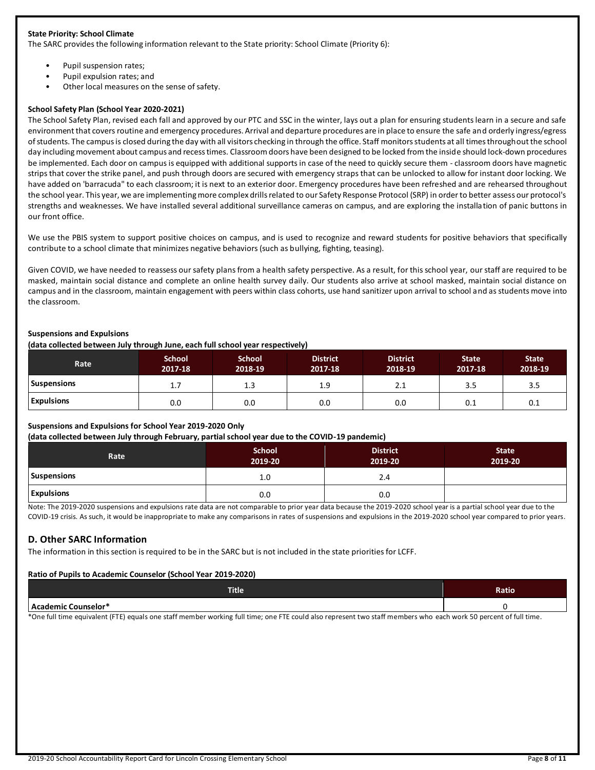**State Priority: School Climate**

The SARC provides the following information relevant to the State priority: School Climate (Priority 6):

- Pupil suspension rates;
- Pupil expulsion rates; and
- Other local measures on the sense of safety.

**School Safety Plan (School Year 2020-2021)**

The School Safety Plan, revised each fall and approved by our PTC and SSC in the winter, lays out a plan for ensuring students learn in a secure and safe environment that covers routine and emergency procedures. Arrival and departure procedures are in place to ensure the safe and orderly ingress/egress of students. The campus is closed during the day with all visitors checking in through the office. Staff monitors students at all times throughout the school day including movement about campus and recess times. Classroom doors have been designed to be locked from the inside should lock-down procedures be implemented. Each door on campus is equipped with additional supports in case of the need to quickly secure them - classroom doors have magnetic strips that cover the strike panel, and push through doors are secured with emergency straps that can be unlocked to allow for instant door locking. We have added on 'barracuda" to each classroom; it is next to an exterior door. Emergency procedures have been refreshed and are rehearsed throughout the school year. This year, we are implementing more complex drills related to our Safety Response Protocol (SRP) in order to better assess our protocol's strengths and weaknesses. We have installed several additional surveillance cameras on campus, and are exploring the installation of panic buttons in our front office.

We use the PBIS system to support positive choices on campus, and is used to recognize and reward students for positive behaviors that specifically contribute to a school climate that minimizes negative behaviors (such as bullying, fighting, teasing).

Given COVID, we have needed to reassess our safety plans from a health safety perspective. As a result, for this school year, our staff are required to be masked, maintain social distance and complete an online health survey daily. Our students also arrive at school masked, maintain social distance on campus and in the classroom, maintain engagement with peers within class cohorts, use hand sanitizer upon arrival to school and as students move into the classroom.

**Suspensions and Expulsions**
**(data collected between July through June, each full school year respectively)**

| Rate | School 2017-18 | School 2018-19 | District 2017-18 | District 2018-19 | State 2017-18 | State 2018-19 |
|---|---|---|---|---|---|---|
| Suspensions | 1.7 | 1.3 | 1.9 | 2.1 | 3.5 | 3.5 |
| Expulsions | 0.0 | 0.0 | 0.0 | 0.0 | 0.1 | 0.1 |

**Suspensions and Expulsions for School Year 2019-2020 Only**
**(data collected between July through February, partial school year due to the COVID-19 pandemic)**

| Rate | School 2019-20 | District 2019-20 | State 2019-20 |
|---|---|---|---|
| Suspensions | 1.0 | 2.4 | |
| Expulsions | 0.0 | 0.0 | |

Note: The 2019-2020 suspensions and expulsions rate data are not comparable to prior year data because the 2019-2020 school year is a partial school year due to the COVID-19 crisis. As such, it would be inappropriate to make any comparisons in rates of suspensions and expulsions in the 2019-2020 school year compared to prior years.

## D. Other SARC Information

The information in this section is required to be in the SARC but is not included in the state priorities for LCFF.

**Ratio of Pupils to Academic Counselor (School Year 2019-2020)**

| Title | Ratio |
|---|---|
| Academic Counselor* | 0 |

*One full time equivalent (FTE) equals one staff member working full time; one FTE could also represent two staff members who each work 50 percent of full time.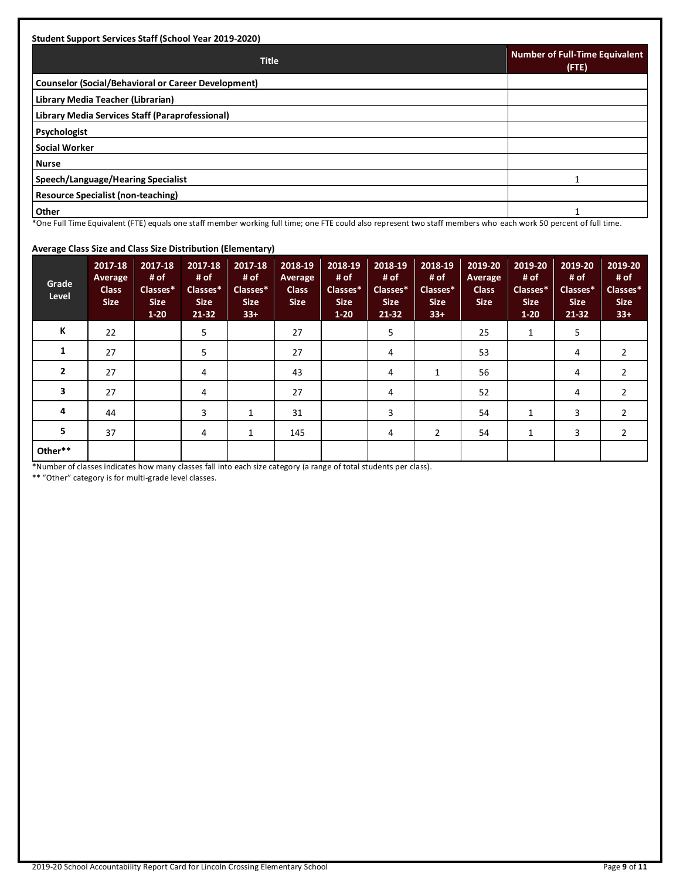**Student Support Services Staff (School Year 2019-2020)**

| Title | Number of Full-Time Equivalent (FTE) |
|---|---|
| Counselor (Social/Behavioral or Career Development) | |
| Library Media Teacher (Librarian) | |
| Library Media Services Staff (Paraprofessional) | |
| Psychologist | |
| Social Worker | |
| Nurse | |
| Speech/Language/Hearing Specialist | 1 |
| Resource Specialist (non-teaching) | |
| Other | 1 |

*One Full Time Equivalent (FTE) equals one staff member working full time; one FTE could also represent two staff members who each work 50 percent of full time.

**Average Class Size and Class Size Distribution (Elementary)**

| Grade Level | 2017-18 Average Class Size | 2017-18 # of Classes* Size 1-20 | 2017-18 # of Classes* Size 21-32 | 2017-18 # of Classes* Size 33+ | 2018-19 Average Class Size | 2018-19 # of Classes* Size 1-20 | 2018-19 # of Classes* Size 21-32 | 2018-19 # of Classes* Size 33+ | 2019-20 Average Class Size | 2019-20 # of Classes* Size 1-20 | 2019-20 # of Classes* Size 21-32 | 2019-20 # of Classes* Size 33+ |
|---|---|---|---|---|---|---|---|---|---|---|---|---|
| K | 22 | | 5 | | 27 | | 5 | | 25 | 1 | 5 | |
| 1 | 27 | | 5 | | 27 | | 4 | | 53 | | 4 | 2 |
| 2 | 27 | | 4 | | 43 | | 4 | 1 | 56 | | 4 | 2 |
| 3 | 27 | | 4 | | 27 | | 4 | | 52 | | 4 | 2 |
| 4 | 44 | | 3 | 1 | 31 | | 3 | | 54 | 1 | 3 | 2 |
| 5 | 37 | | 4 | 1 | 145 | | 4 | 2 | 54 | 1 | 3 | 2 |
| Other** | | | | | | | | | | | | |

*Number of classes indicates how many classes fall into each size category (a range of total students per class).

** "Other" category is for multi-grade level classes.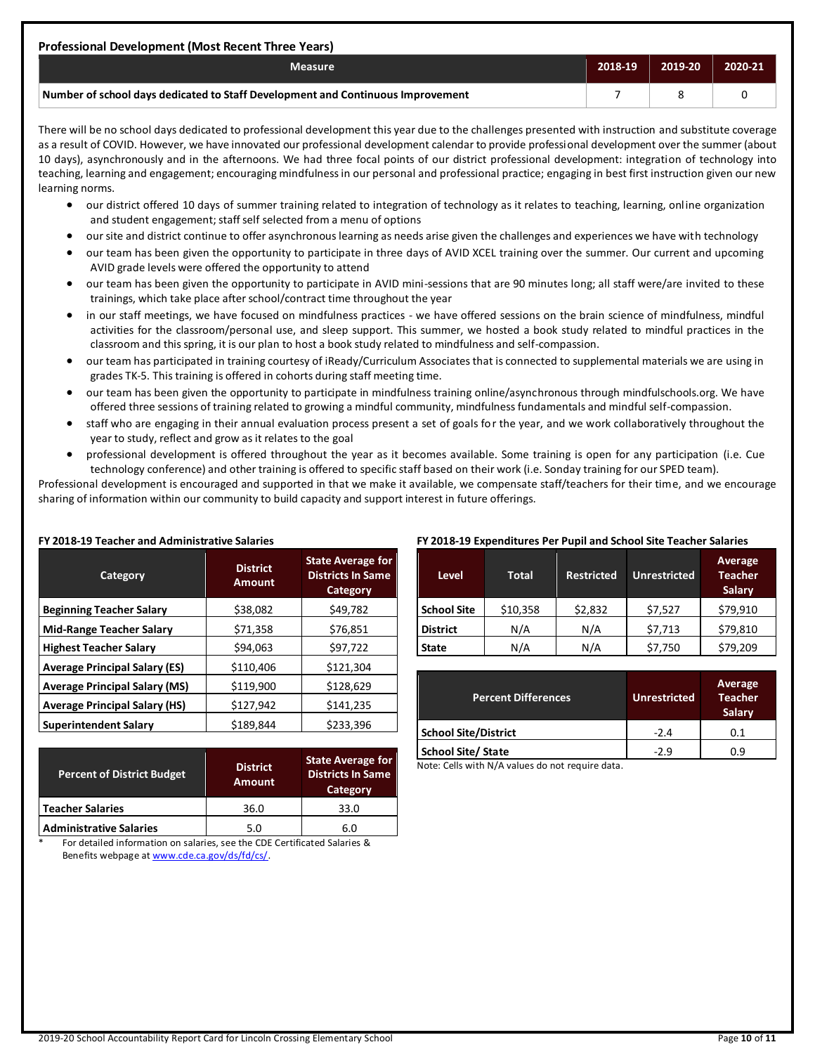### Professional Development (Most Recent Three Years)

| Measure | 2018-19 | 2019-20 | 2020-21 |
|---|---|---|---|
| Number of school days dedicated to Staff Development and Continuous Improvement | 7 | 8 | 0 |

There will be no school days dedicated to professional development this year due to the challenges presented with instruction and substitute coverage as a result of COVID. However, we have innovated our professional development calendar to provide professional development over the summer (about 10 days), asynchronously and in the afternoons. We had three focal points of our district professional development: integration of technology into teaching, learning and engagement; encouraging mindfulness in our personal and professional practice; engaging in best first instruction given our new learning norms.

- our district offered 10 days of summer training related to integration of technology as it relates to teaching, learning, online organization and student engagement; staff self selected from a menu of options
- our site and district continue to offer asynchronous learning as needs arise given the challenges and experiences we have with technology
- our team has been given the opportunity to participate in three days of AVID XCEL training over the summer. Our current and upcoming AVID grade levels were offered the opportunity to attend
- our team has been given the opportunity to participate in AVID mini-sessions that are 90 minutes long; all staff were/are invited to these trainings, which take place after school/contract time throughout the year
- in our staff meetings, we have focused on mindfulness practices - we have offered sessions on the brain science of mindfulness, mindful activities for the classroom/personal use, and sleep support. This summer, we hosted a book study related to mindful practices in the classroom and this spring, it is our plan to host a book study related to mindfulness and self-compassion.
- our team has participated in training courtesy of iReady/Curriculum Associates that is connected to supplemental materials we are using in grades TK-5. This training is offered in cohorts during staff meeting time.
- our team has been given the opportunity to participate in mindfulness training online/asynchronous through mindfulschools.org. We have offered three sessions of training related to growing a mindful community, mindfulness fundamentals and mindful self-compassion.
- staff who are engaging in their annual evaluation process present a set of goals for the year, and we work collaboratively throughout the year to study, reflect and grow as it relates to the goal
- professional development is offered throughout the year as it becomes available. Some training is open for any participation (i.e. Cue technology conference) and other training is offered to specific staff based on their work (i.e. Sonday training for our SPED team).

Professional development is encouraged and supported in that we make it available, we compensate staff/teachers for their time, and we encourage sharing of information within our community to build capacity and support interest in future offerings.

#### FY 2018-19 Teacher and Administrative Salaries

| Category | District Amount | State Average for Districts In Same Category |
|---|---|---|
| Beginning Teacher Salary | $38,082 | $49,782 |
| Mid-Range Teacher Salary | $71,358 | $76,851 |
| Highest Teacher Salary | $94,063 | $97,722 |
| Average Principal Salary (ES) | $110,406 | $121,304 |
| Average Principal Salary (MS) | $119,900 | $128,629 |
| Average Principal Salary (HS) | $127,942 | $141,235 |
| Superintendent Salary | $189,844 | $233,396 |

| Percent of District Budget | District Amount | State Average for Districts In Same Category |
|---|---|---|
| Teacher Salaries | 36.0 | 33.0 |
| Administrative Salaries | 5.0 | 6.0 |

\* For detailed information on salaries, see the CDE Certificated Salaries & Benefits webpage at www.cde.ca.gov/ds/fd/cs/.

#### FY 2018-19 Expenditures Per Pupil and School Site Teacher Salaries

| Level | Total | Restricted | Unrestricted | Average Teacher Salary |
|---|---|---|---|---|
| School Site | $10,358 | $2,832 | $7,527 | $79,910 |
| District | N/A | N/A | $7,713 | $79,810 |
| State | N/A | N/A | $7,750 | $79,209 |

| Percent Differences | Unrestricted | Average Teacher Salary |
|---|---|---|
| School Site/District | -2.4 | 0.1 |
| School Site/ State | -2.9 | 0.9 |

Note: Cells with N/A values do not require data.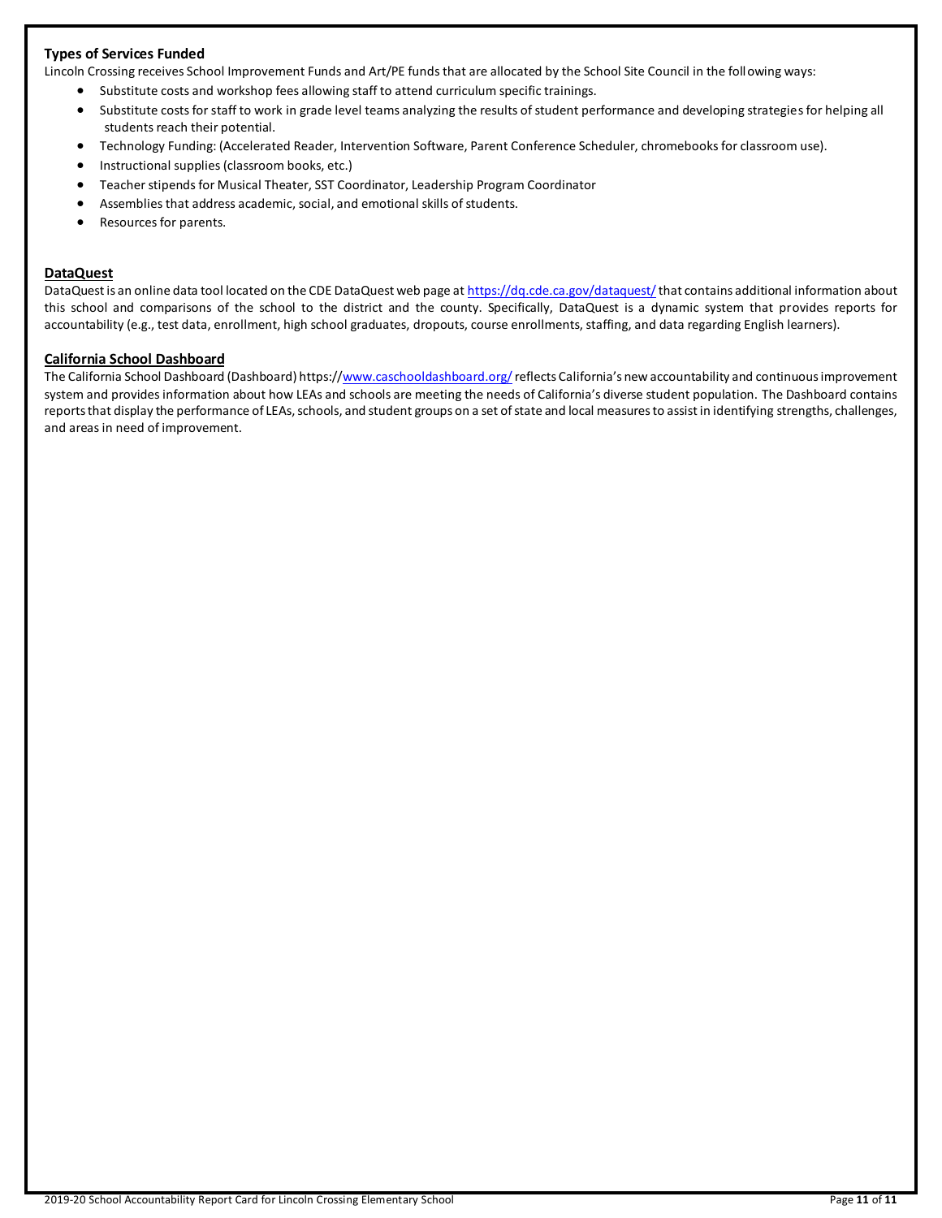**Types of Services Funded**

Lincoln Crossing receives School Improvement Funds and Art/PE funds that are allocated by the School Site Council in the following ways:

- Substitute costs and workshop fees allowing staff to attend curriculum specific trainings.
- Substitute costs for staff to work in grade level teams analyzing the results of student performance and developing strategies for helping all students reach their potential.
- Technology Funding: (Accelerated Reader, Intervention Software, Parent Conference Scheduler, chromebooks for classroom use).
- Instructional supplies (classroom books, etc.)
- Teacher stipends for Musical Theater, SST Coordinator, Leadership Program Coordinator
- Assemblies that address academic, social, and emotional skills of students.
- Resources for parents.

**DataQuest**

DataQuest is an online data tool located on the CDE DataQuest web page at https://dq.cde.ca.gov/dataquest/ that contains additional information about this school and comparisons of the school to the district and the county. Specifically, DataQuest is a dynamic system that provides reports for accountability (e.g., test data, enrollment, high school graduates, dropouts, course enrollments, staffing, and data regarding English learners).

**California School Dashboard**

The California School Dashboard (Dashboard) https://www.caschooldashboard.org/ reflects California's new accountability and continuous improvement system and provides information about how LEAs and schools are meeting the needs of California's diverse student population. The Dashboard contains reports that display the performance of LEAs, schools, and student groups on a set of state and local measures to assist in identifying strengths, challenges, and areas in need of improvement.